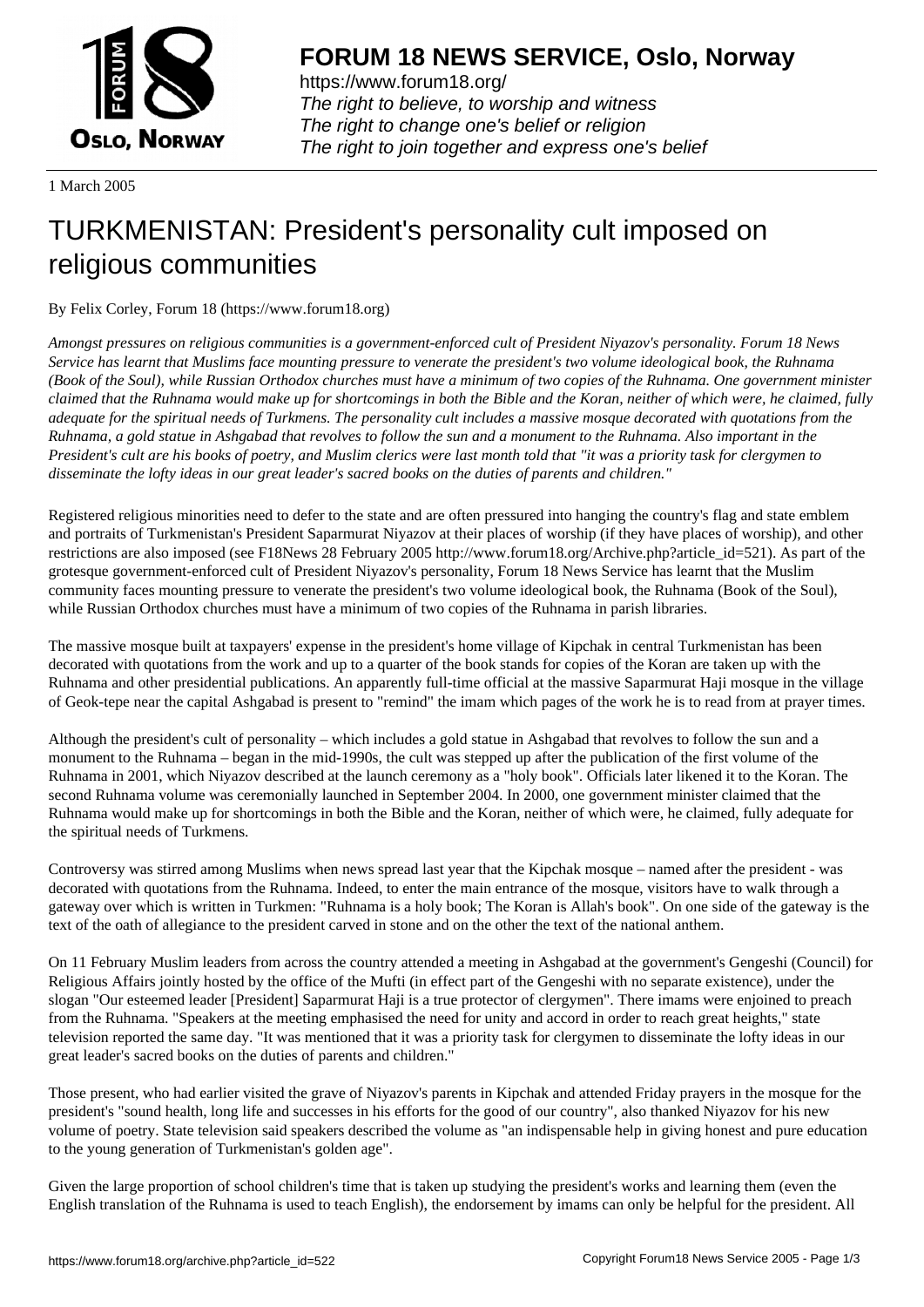# FORUM 18 NEWS SERVICE, Oslo, Norway

https://www.forum18.org/
*The right to believe, to worship and witness*
*The right to change one's belief or religion*
*The right to join together and express one's belief*

1 March 2005

# TURKMENISTAN: President's personality cult imposed on religious communities

By Felix Corley, Forum 18 (https://www.forum18.org)

*Amongst pressures on religious communities is a government-enforced cult of President Niyazov's personality. Forum 18 News Service has learnt that Muslims face mounting pressure to venerate the president's two volume ideological book, the Ruhnama (Book of the Soul), while Russian Orthodox churches must have a minimum of two copies of the Ruhnama. One government minister claimed that the Ruhnama would make up for shortcomings in both the Bible and the Koran, neither of which were, he claimed, fully adequate for the spiritual needs of Turkmens. The personality cult includes a massive mosque decorated with quotations from the Ruhnama, a gold statue in Ashgabad that revolves to follow the sun and a monument to the Ruhnama. Also important in the President's cult are his books of poetry, and Muslim clerics were last month told that "it was a priority task for clergymen to disseminate the lofty ideas in our great leader's sacred books on the duties of parents and children."*

Registered religious minorities need to defer to the state and are often pressured into hanging the country's flag and state emblem and portraits of Turkmenistan's President Saparmurat Niyazov at their places of worship (if they have places of worship), and other restrictions are also imposed (see F18News 28 February 2005 http://www.forum18.org/Archive.php?article_id=521). As part of the grotesque government-enforced cult of President Niyazov's personality, Forum 18 News Service has learnt that the Muslim community faces mounting pressure to venerate the president's two volume ideological book, the Ruhnama (Book of the Soul), while Russian Orthodox churches must have a minimum of two copies of the Ruhnama in parish libraries.

The massive mosque built at taxpayers' expense in the president's home village of Kipchak in central Turkmenistan has been decorated with quotations from the work and up to a quarter of the book stands for copies of the Koran are taken up with the Ruhnama and other presidential publications. An apparently full-time official at the massive Saparmurat Haji mosque in the village of Geok-tepe near the capital Ashgabad is present to "remind" the imam which pages of the work he is to read from at prayer times.

Although the president's cult of personality – which includes a gold statue in Ashgabad that revolves to follow the sun and a monument to the Ruhnama – began in the mid-1990s, the cult was stepped up after the publication of the first volume of the Ruhnama in 2001, which Niyazov described at the launch ceremony as a "holy book". Officials later likened it to the Koran. The second Ruhnama volume was ceremonially launched in September 2004. In 2000, one government minister claimed that the Ruhnama would make up for shortcomings in both the Bible and the Koran, neither of which were, he claimed, fully adequate for the spiritual needs of Turkmens.

Controversy was stirred among Muslims when news spread last year that the Kipchak mosque – named after the president - was decorated with quotations from the Ruhnama. Indeed, to enter the main entrance of the mosque, visitors have to walk through a gateway over which is written in Turkmen: "Ruhnama is a holy book; The Koran is Allah's book". On one side of the gateway is the text of the oath of allegiance to the president carved in stone and on the other the text of the national anthem.

On 11 February Muslim leaders from across the country attended a meeting in Ashgabad at the government's Gengeshi (Council) for Religious Affairs jointly hosted by the office of the Mufti (in effect part of the Gengeshi with no separate existence), under the slogan "Our esteemed leader [President] Saparmurat Haji is a true protector of clergymen". There imams were enjoined to preach from the Ruhnama. "Speakers at the meeting emphasised the need for unity and accord in order to reach great heights," state television reported the same day. "It was mentioned that it was a priority task for clergymen to disseminate the lofty ideas in our great leader's sacred books on the duties of parents and children."

Those present, who had earlier visited the grave of Niyazov's parents in Kipchak and attended Friday prayers in the mosque for the president's "sound health, long life and successes in his efforts for the good of our country", also thanked Niyazov for his new volume of poetry. State television said speakers described the volume as "an indispensable help in giving honest and pure education to the young generation of Turkmenistan's golden age".

Given the large proportion of school children's time that is taken up studying the president's works and learning them (even the English translation of the Ruhnama is used to teach English), the endorsement by imams can only be helpful for the president. All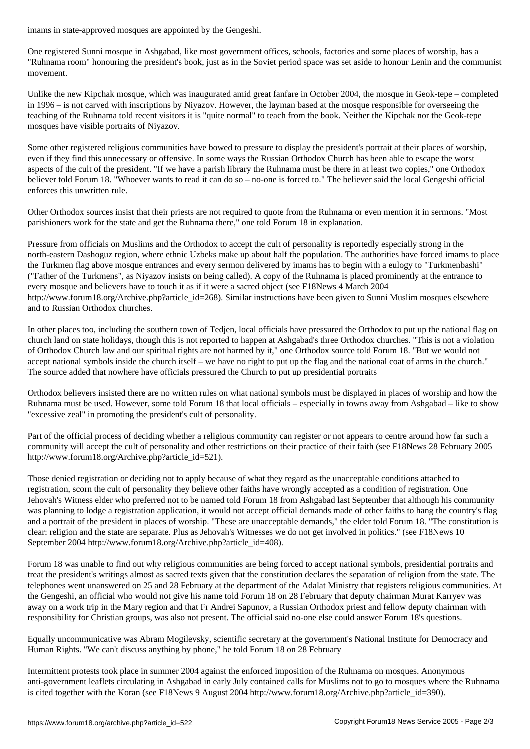imams in state-approved mosques are appointed by the Gengeshi.

One registered Sunni mosque in Ashgabad, like most government offices, schools, factories and some places of worship, has a "Ruhnama room" honouring the president's book, just as in the Soviet period space was set aside to honour Lenin and the communist movement.

Unlike the new Kipchak mosque, which was inaugurated amid great fanfare in October 2004, the mosque in Geok-tepe – completed in 1996 – is not carved with inscriptions by Niyazov. However, the layman based at the mosque responsible for overseeing the teaching of the Ruhnama told recent visitors it is "quite normal" to teach from the book. Neither the Kipchak nor the Geok-tepe mosques have visible portraits of Niyazov.

Some other registered religious communities have bowed to pressure to display the president's portrait at their places of worship, even if they find this unnecessary or offensive. In some ways the Russian Orthodox Church has been able to escape the worst aspects of the cult of the president. "If we have a parish library the Ruhnama must be there in at least two copies," one Orthodox believer told Forum 18. "Whoever wants to read it can do so – no-one is forced to." The believer said the local Gengeshi official enforces this unwritten rule.

Other Orthodox sources insist that their priests are not required to quote from the Ruhnama or even mention it in sermons. "Most parishioners work for the state and get the Ruhnama there," one told Forum 18 in explanation.

Pressure from officials on Muslims and the Orthodox to accept the cult of personality is reportedly especially strong in the north-eastern Dashoguz region, where ethnic Uzbeks make up about half the population. The authorities have forced imams to place the Turkmen flag above mosque entrances and every sermon delivered by imams has to begin with a eulogy to "Turkmenbashi" ("Father of the Turkmens", as Niyazov insists on being called). A copy of the Ruhnama is placed prominently at the entrance to every mosque and believers have to touch it as if it were a sacred object (see F18News 4 March 2004 http://www.forum18.org/Archive.php?article_id=268). Similar instructions have been given to Sunni Muslim mosques elsewhere and to Russian Orthodox churches.

In other places too, including the southern town of Tedjen, local officials have pressured the Orthodox to put up the national flag on church land on state holidays, though this is not reported to happen at Ashgabad's three Orthodox churches. "This is not a violation of Orthodox Church law and our spiritual rights are not harmed by it," one Orthodox source told Forum 18. "But we would not accept national symbols inside the church itself – we have no right to put up the flag and the national coat of arms in the church." The source added that nowhere have officials pressured the Church to put up presidential portraits

Orthodox believers insisted there are no written rules on what national symbols must be displayed in places of worship and how the Ruhnama must be used. However, some told Forum 18 that local officials – especially in towns away from Ashgabad – like to show "excessive zeal" in promoting the president's cult of personality.

Part of the official process of deciding whether a religious community can register or not appears to centre around how far such a community will accept the cult of personality and other restrictions on their practice of their faith (see F18News 28 February 2005 http://www.forum18.org/Archive.php?article_id=521).

Those denied registration or deciding not to apply because of what they regard as the unacceptable conditions attached to registration, scorn the cult of personality they believe other faiths have wrongly accepted as a condition of registration. One Jehovah's Witness elder who preferred not to be named told Forum 18 from Ashgabad last September that although his community was planning to lodge a registration application, it would not accept official demands made of other faiths to hang the country's flag and a portrait of the president in places of worship. "These are unacceptable demands," the elder told Forum 18. "The constitution is clear: religion and the state are separate. Plus as Jehovah's Witnesses we do not get involved in politics." (see F18News 10 September 2004 http://www.forum18.org/Archive.php?article_id=408).

Forum 18 was unable to find out why religious communities are being forced to accept national symbols, presidential portraits and treat the president's writings almost as sacred texts given that the constitution declares the separation of religion from the state. The telephones went unanswered on 25 and 28 February at the department of the Adalat Ministry that registers religious communities. At the Gengeshi, an official who would not give his name told Forum 18 on 28 February that deputy chairman Murat Karryev was away on a work trip in the Mary region and that Fr Andrei Sapunov, a Russian Orthodox priest and fellow deputy chairman with responsibility for Christian groups, was also not present. The official said no-one else could answer Forum 18's questions.

Equally uncommunicative was Abram Mogilevsky, scientific secretary at the government's National Institute for Democracy and Human Rights. "We can't discuss anything by phone," he told Forum 18 on 28 February

Intermittent protests took place in summer 2004 against the enforced imposition of the Ruhnama on mosques. Anonymous anti-government leaflets circulating in Ashgabad in early July contained calls for Muslims not to go to mosques where the Ruhnama is cited together with the Koran (see F18News 9 August 2004 http://www.forum18.org/Archive.php?article_id=390).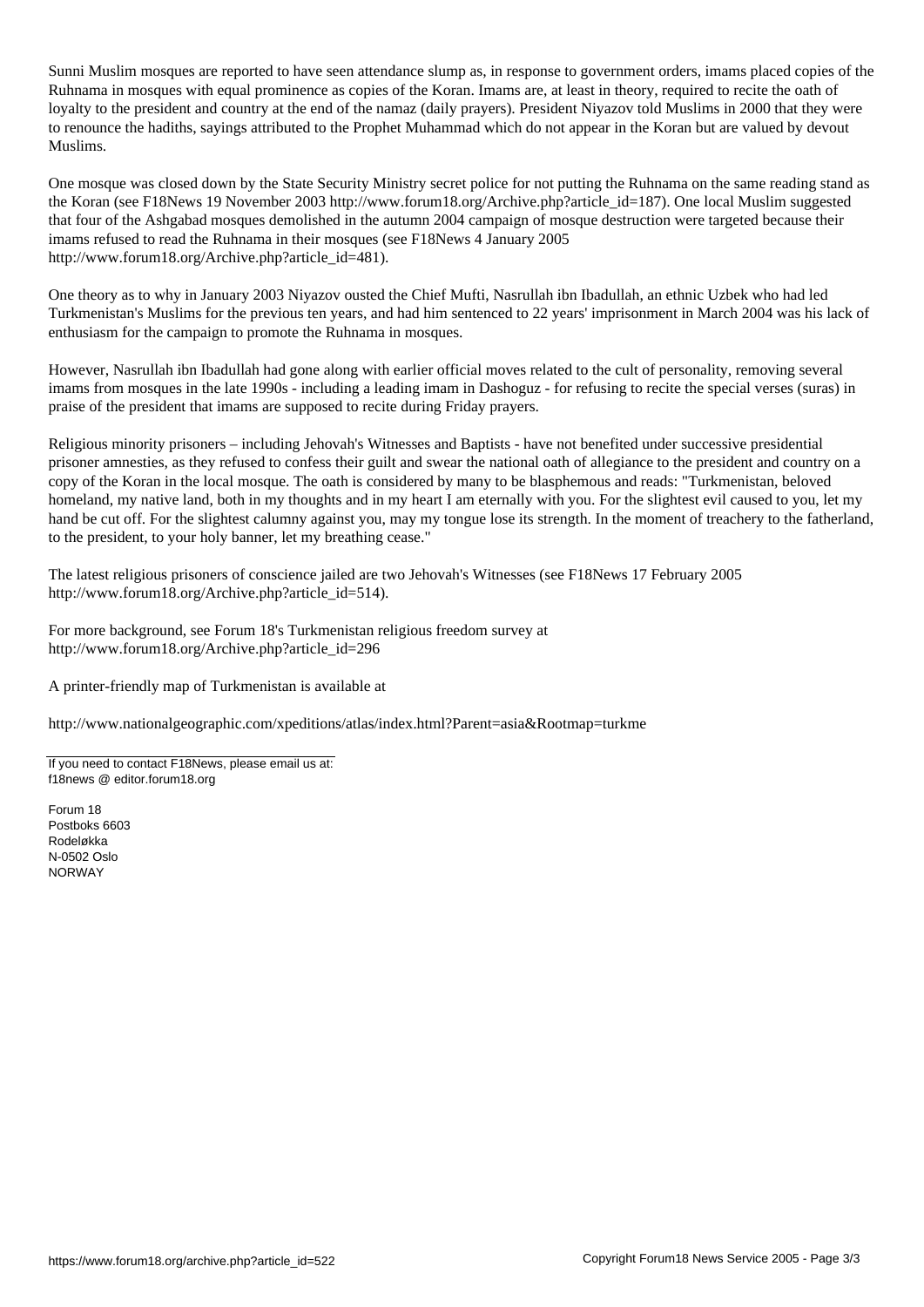Sunni Muslim mosques are reported to have seen attendance slump as, in response to government orders, imams placed copies of the Ruhnama in mosques with equal prominence as copies of the Koran. Imams are, at least in theory, required to recite the oath of loyalty to the president and country at the end of the namaz (daily prayers). President Niyazov told Muslims in 2000 that they were to renounce the hadiths, sayings attributed to the Prophet Muhammad which do not appear in the Koran but are valued by devout Muslims.

One mosque was closed down by the State Security Ministry secret police for not putting the Ruhnama on the same reading stand as the Koran (see F18News 19 November 2003 http://www.forum18.org/Archive.php?article_id=187). One local Muslim suggested that four of the Ashgabad mosques demolished in the autumn 2004 campaign of mosque destruction were targeted because their imams refused to read the Ruhnama in their mosques (see F18News 4 January 2005 http://www.forum18.org/Archive.php?article_id=481).

One theory as to why in January 2003 Niyazov ousted the Chief Mufti, Nasrullah ibn Ibadullah, an ethnic Uzbek who had led Turkmenistan's Muslims for the previous ten years, and had him sentenced to 22 years' imprisonment in March 2004 was his lack of enthusiasm for the campaign to promote the Ruhnama in mosques.

However, Nasrullah ibn Ibadullah had gone along with earlier official moves related to the cult of personality, removing several imams from mosques in the late 1990s - including a leading imam in Dashoguz - for refusing to recite the special verses (suras) in praise of the president that imams are supposed to recite during Friday prayers.

Religious minority prisoners – including Jehovah's Witnesses and Baptists - have not benefited under successive presidential prisoner amnesties, as they refused to confess their guilt and swear the national oath of allegiance to the president and country on a copy of the Koran in the local mosque. The oath is considered by many to be blasphemous and reads: "Turkmenistan, beloved homeland, my native land, both in my thoughts and in my heart I am eternally with you. For the slightest evil caused to you, let my hand be cut off. For the slightest calumny against you, may my tongue lose its strength. In the moment of treachery to the fatherland, to the president, to your holy banner, let my breathing cease."

The latest religious prisoners of conscience jailed are two Jehovah's Witnesses (see F18News 17 February 2005 http://www.forum18.org/Archive.php?article_id=514).

For more background, see Forum 18's Turkmenistan religious freedom survey at http://www.forum18.org/Archive.php?article_id=296

A printer-friendly map of Turkmenistan is available at

http://www.nationalgeographic.com/xpeditions/atlas/index.html?Parent=asia&Rootmap=turkme

If you need to contact F18News, please email us at:
f18news @ editor.forum18.org

Forum 18
Postboks 6603
Rodeløkka
N-0502 Oslo
NORWAY